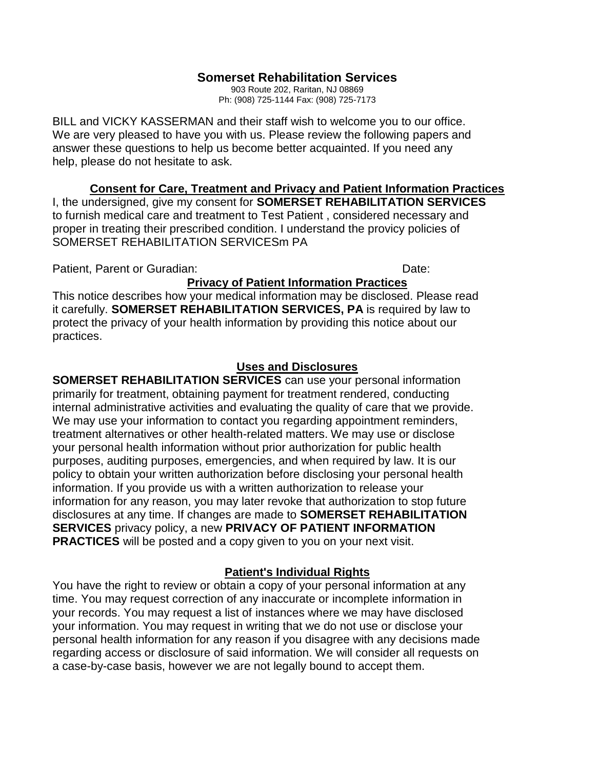# Somerset Rehabilitation Services

903 Route 202, Raritan, NJ 08869
Ph: (908) 725-1144 Fax: (908) 725-7173

BILL and VICKY KASSERMAN and their staff wish to welcome you to our office. We are very pleased to have you with us. Please review the following papers and answer these questions to help us become better acquainted. If you need any help, please do not hesitate to ask.

## Consent for Care, Treatment and Privacy and Patient Information Practices

I, the undersigned, give my consent for **SOMERSET REHABILITATION SERVICES** to furnish medical care and treatment to Test Patient , considered necessary and proper in treating their prescribed condition. I understand the provicy policies of SOMERSET REHABILITATION SERVICESm PA

Patient, Parent or Guradian: Date:

## Privacy of Patient Information Practices

This notice describes how your medical information may be disclosed. Please read it carefully. **SOMERSET REHABILITATION SERVICES, PA** is required by law to protect the privacy of your health information by providing this notice about our practices.

## Uses and Disclosures

**SOMERSET REHABILITATION SERVICES** can use your personal information primarily for treatment, obtaining payment for treatment rendered, conducting internal administrative activities and evaluating the quality of care that we provide. We may use your information to contact you regarding appointment reminders, treatment alternatives or other health-related matters. We may use or disclose your personal health information without prior authorization for public health purposes, auditing purposes, emergencies, and when required by law. It is our policy to obtain your written authorization before disclosing your personal health information. If you provide us with a written authorization to release your information for any reason, you may later revoke that authorization to stop future disclosures at any time. If changes are made to **SOMERSET REHABILITATION SERVICES** privacy policy, a new **PRIVACY OF PATIENT INFORMATION PRACTICES** will be posted and a copy given to you on your next visit.

## Patient's Individual Rights

You have the right to review or obtain a copy of your personal information at any time. You may request correction of any inaccurate or incomplete information in your records. You may request a list of instances where we may have disclosed your information. You may request in writing that we do not use or disclose your personal health information for any reason if you disagree with any decisions made regarding access or disclosure of said information. We will consider all requests on a case-by-case basis, however we are not legally bound to accept them.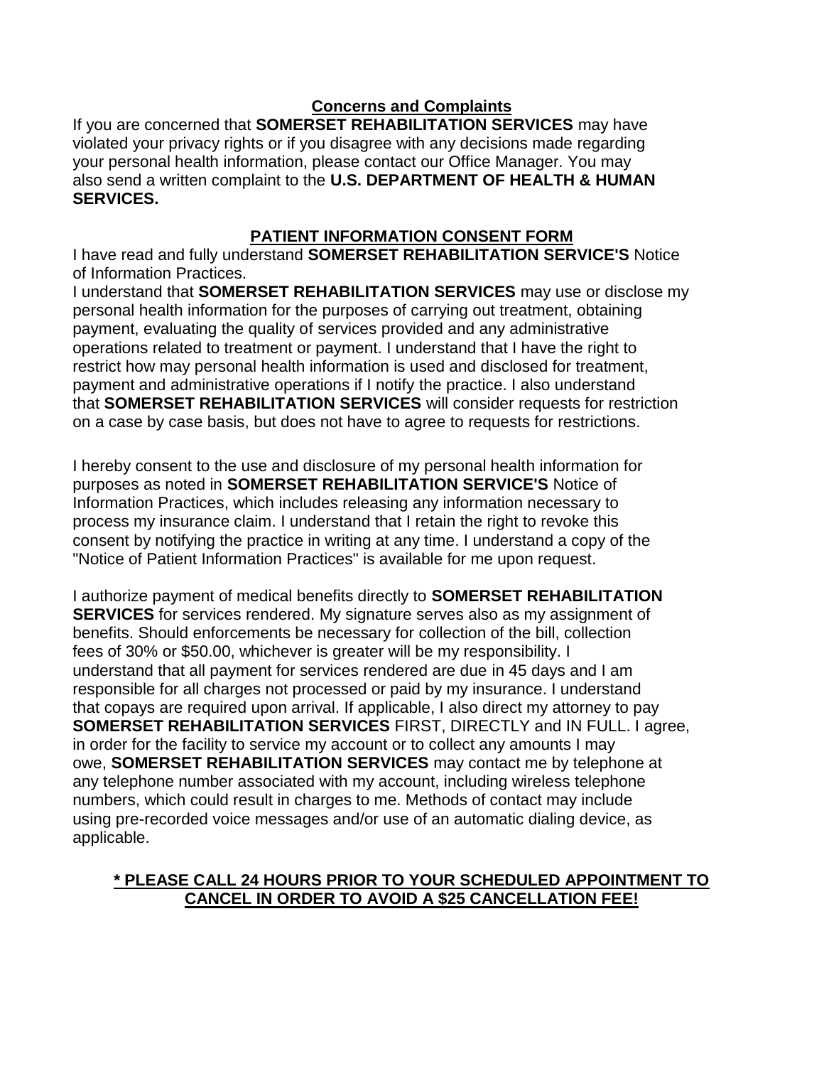## Concerns and Complaints

If you are concerned that **SOMERSET REHABILITATION SERVICES** may have violated your privacy rights or if you disagree with any decisions made regarding your personal health information, please contact our Office Manager. You may also send a written complaint to the **U.S. DEPARTMENT OF HEALTH & HUMAN SERVICES.**

## PATIENT INFORMATION CONSENT FORM

I have read and fully understand **SOMERSET REHABILITATION SERVICE'S** Notice of Information Practices.

I understand that **SOMERSET REHABILITATION SERVICES** may use or disclose my personal health information for the purposes of carrying out treatment, obtaining payment, evaluating the quality of services provided and any administrative operations related to treatment or payment. I understand that I have the right to restrict how may personal health information is used and disclosed for treatment, payment and administrative operations if I notify the practice. I also understand that **SOMERSET REHABILITATION SERVICES** will consider requests for restriction on a case by case basis, but does not have to agree to requests for restrictions.

I hereby consent to the use and disclosure of my personal health information for purposes as noted in **SOMERSET REHABILITATION SERVICE'S** Notice of Information Practices, which includes releasing any information necessary to process my insurance claim. I understand that I retain the right to revoke this consent by notifying the practice in writing at any time. I understand a copy of the "Notice of Patient Information Practices" is available for me upon request.

I authorize payment of medical benefits directly to **SOMERSET REHABILITATION SERVICES** for services rendered. My signature serves also as my assignment of benefits. Should enforcements be necessary for collection of the bill, collection fees of 30% or $50.00, whichever is greater will be my responsibility. I understand that all payment for services rendered are due in 45 days and I am responsible for all charges not processed or paid by my insurance. I understand that copays are required upon arrival. If applicable, I also direct my attorney to pay **SOMERSET REHABILITATION SERVICES** FIRST, DIRECTLY and IN FULL. I agree, in order for the facility to service my account or to collect any amounts I may owe, **SOMERSET REHABILITATION SERVICES** may contact me by telephone at any telephone number associated with my account, including wireless telephone numbers, which could result in charges to me. Methods of contact may include using pre-recorded voice messages and/or use of an automatic dialing device, as applicable.

**\* PLEASE CALL 24 HOURS PRIOR TO YOUR SCHEDULED APPOINTMENT TO CANCEL IN ORDER TO AVOID A $25 CANCELLATION FEE!**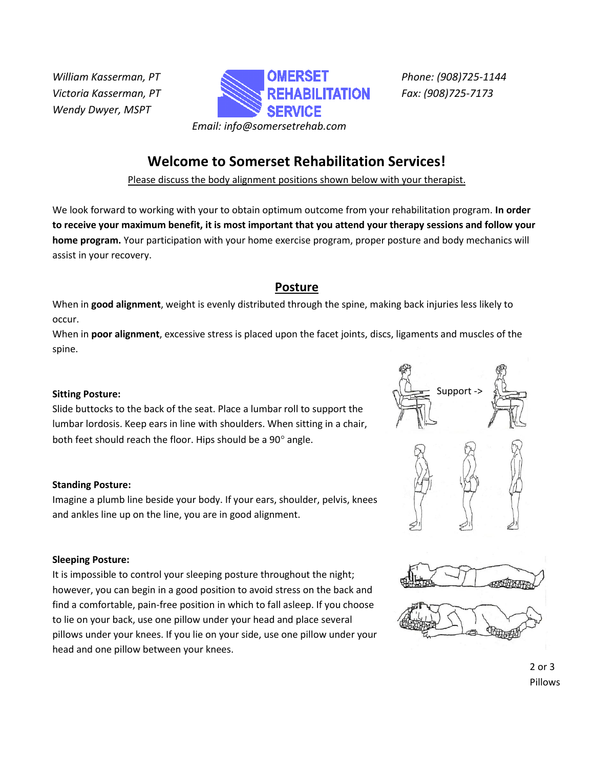*William Kasserman, PT*
*Victoria Kasserman, PT*
*Wendy Dwyer, MSPT*

OMERSET REHABILITATION SERVICE

*Phone: (908)725-1144*
*Fax: (908)725-7173*

*Email: info@somersetrehab.com*

# Welcome to Somerset Rehabilitation Services!

Please discuss the body alignment positions shown below with your therapist.

We look forward to working with your to obtain optimum outcome from your rehabilitation program. **In order to receive your maximum benefit, it is most important that you attend your therapy sessions and follow your home program.** Your participation with your home exercise program, proper posture and body mechanics will assist in your recovery.

## Posture

When in **good alignment**, weight is evenly distributed through the spine, making back injuries less likely to occur.

When in **poor alignment**, excessive stress is placed upon the facet joints, discs, ligaments and muscles of the spine.

**Sitting Posture:**
Slide buttocks to the back of the seat. Place a lumbar roll to support the lumbar lordosis. Keep ears in line with shoulders. When sitting in a chair, both feet should reach the floor. Hips should be a 90° angle.

Support ->

**Standing Posture:**
Imagine a plumb line beside your body. If your ears, shoulder, pelvis, knees and ankles line up on the line, you are in good alignment.

**Sleeping Posture:**
It is impossible to control your sleeping posture throughout the night; however, you can begin in a good position to avoid stress on the back and find a comfortable, pain-free position in which to fall asleep. If you choose to lie on your back, use one pillow under your head and place several pillows under your knees. If you lie on your side, use one pillow under your head and one pillow between your knees.

2 or 3 Pillows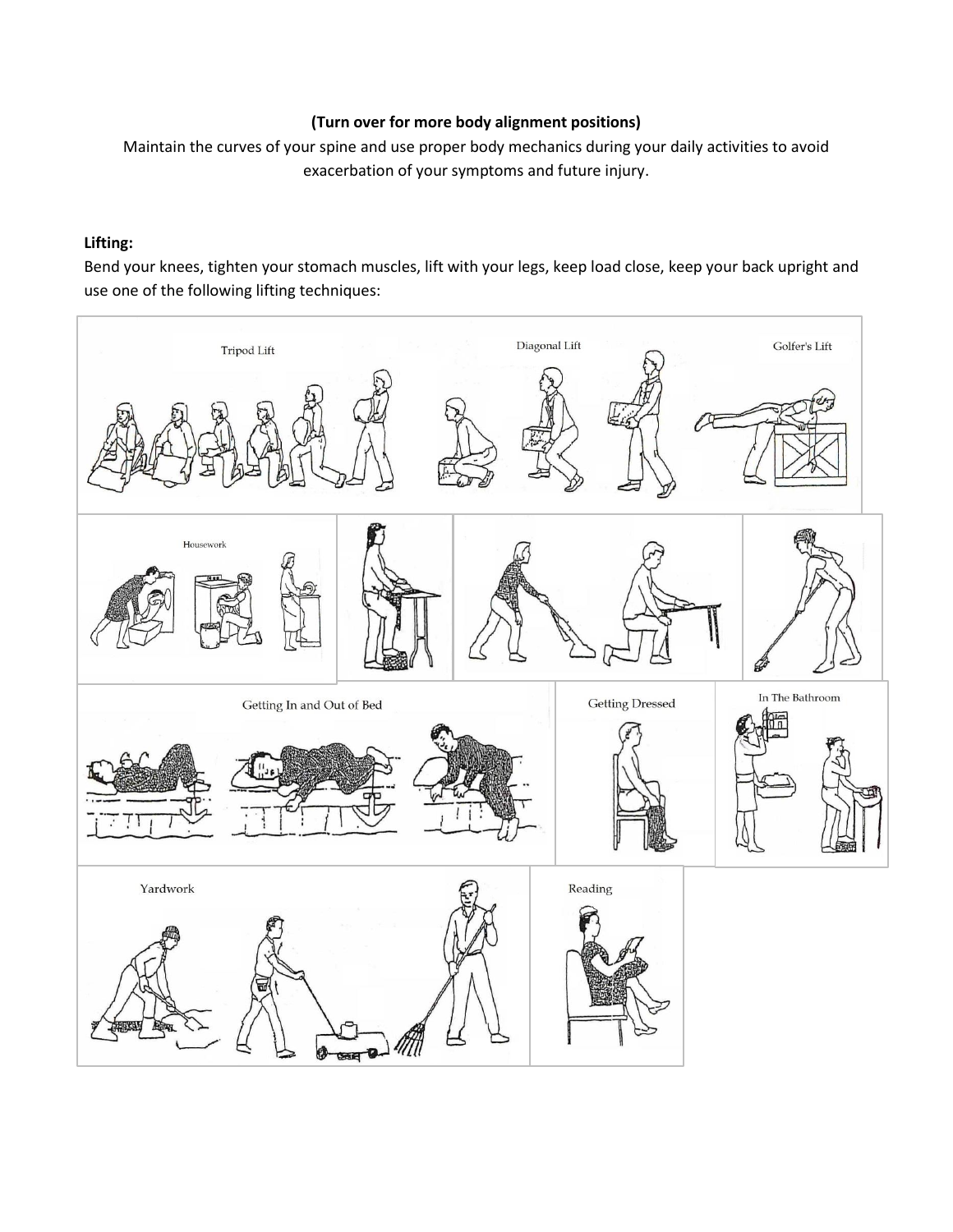**(Turn over for more body alignment positions)**

Maintain the curves of your spine and use proper body mechanics during your daily activities to avoid exacerbation of your symptoms and future injury.

**Lifting:**

Bend your knees, tighten your stomach muscles, lift with your legs, keep load close, keep your back upright and use one of the following lifting techniques: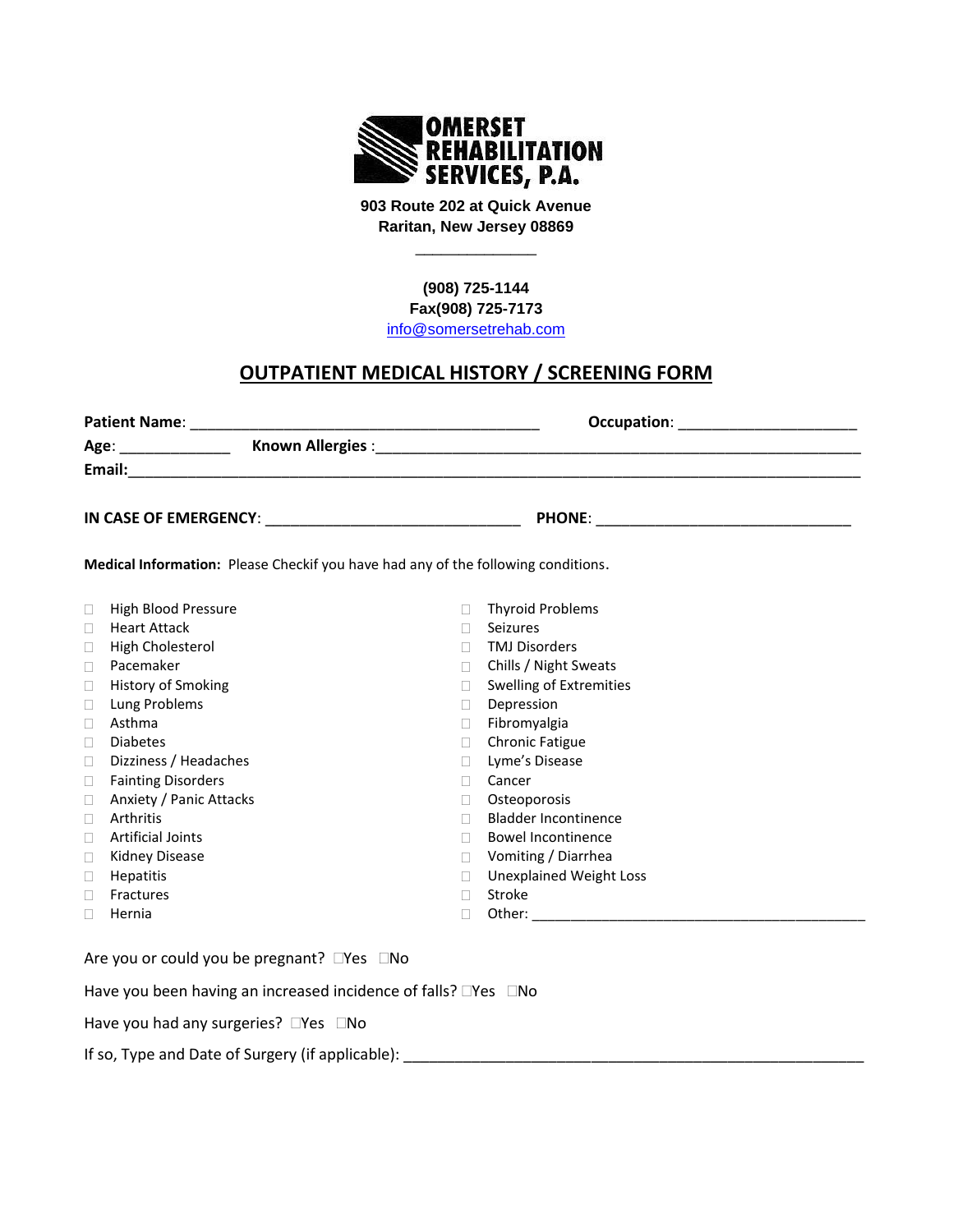**SOMERSET REHABILITATION SERVICES, P.A.**

**903 Route 202 at Quick Avenue**
**Raritan, New Jersey 08869**

**(908) 725-1144**
**Fax(908) 725-7173**
info@somersetrehab.com

## OUTPATIENT MEDICAL HISTORY / SCREENING FORM

**Patient Name**: ________________________________________ **Occupation**: ____________________

**Age**: _____________ **Known Allergies** :__________________________________________________________

**Email:**________________________________________________________________________________

**IN CASE OF EMERGENCY**: ______________________________ **PHONE**: ______________________________

**Medical Information:** Please Checkif you have had any of the following conditions.

- ☐ High Blood Pressure
- ☐ Heart Attack
- ☐ High Cholesterol
- ☐ Pacemaker
- ☐ History of Smoking
- ☐ Lung Problems
- ☐ Asthma
- ☐ Diabetes
- ☐ Dizziness / Headaches
- ☐ Fainting Disorders
- ☐ Anxiety / Panic Attacks
- ☐ Arthritis
- ☐ Artificial Joints
- ☐ Kidney Disease
- ☐ Hepatitis
- ☐ Fractures
- ☐ Hernia
- ☐ Thyroid Problems
- ☐ Seizures
- ☐ TMJ Disorders
- ☐ Chills / Night Sweats
- ☐ Swelling of Extremities
- ☐ Depression
- ☐ Fibromyalgia
- ☐ Chronic Fatigue
- ☐ Lyme's Disease
- ☐ Cancer
- ☐ Osteoporosis
- ☐ Bladder Incontinence
- ☐ Bowel Incontinence
- ☐ Vomiting / Diarrhea
- ☐ Unexplained Weight Loss
- ☐ Stroke
- ☐ Other: ________________________________________

Are you or could you be pregnant? ☐Yes ☐No

Have you been having an increased incidence of falls? ☐Yes ☐No

Have you had any surgeries? ☐Yes ☐No

If so, Type and Date of Surgery (if applicable): ______________________________________________________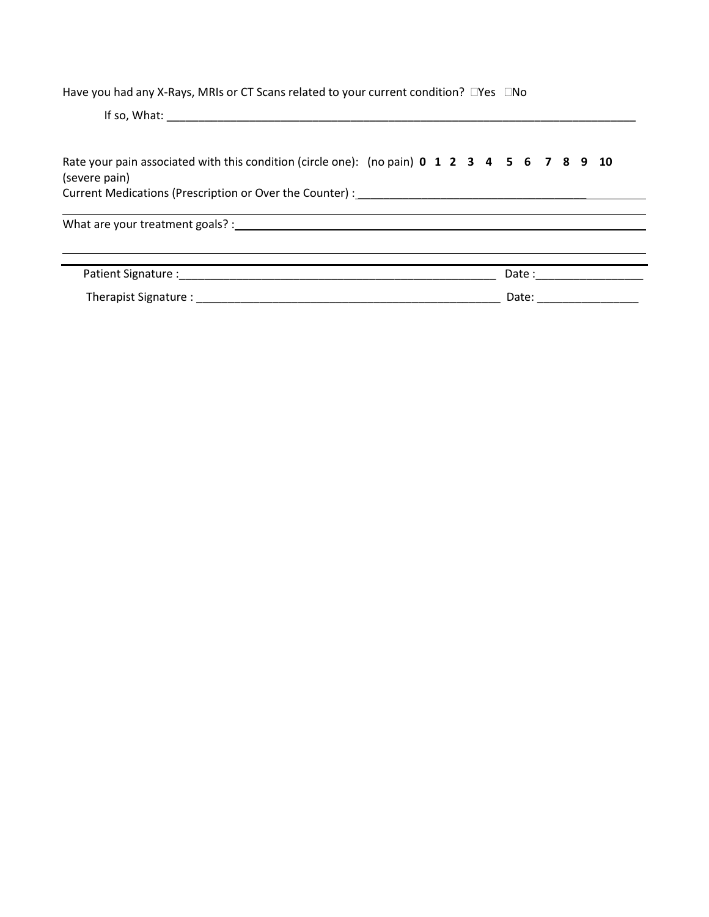Have you had any X-Rays, MRIs or CT Scans related to your current condition? ☐Yes ☐No

If so, What: ___________________________________________________________________________

Rate your pain associated with this condition (circle one): (no pain) **0 1 2 3 4 5 6 7 8 9 10** (severe pain)

Current Medications (Prescription or Over the Counter) : ___________________________________________

___________________________________________________________________________

What are your treatment goals? : ___________________________________________________________________________

___________________________________________________________________________

Patient Signature :_____________________________________________________ Date :_________________

Therapist Signature : ___________________________________________________ Date: ________________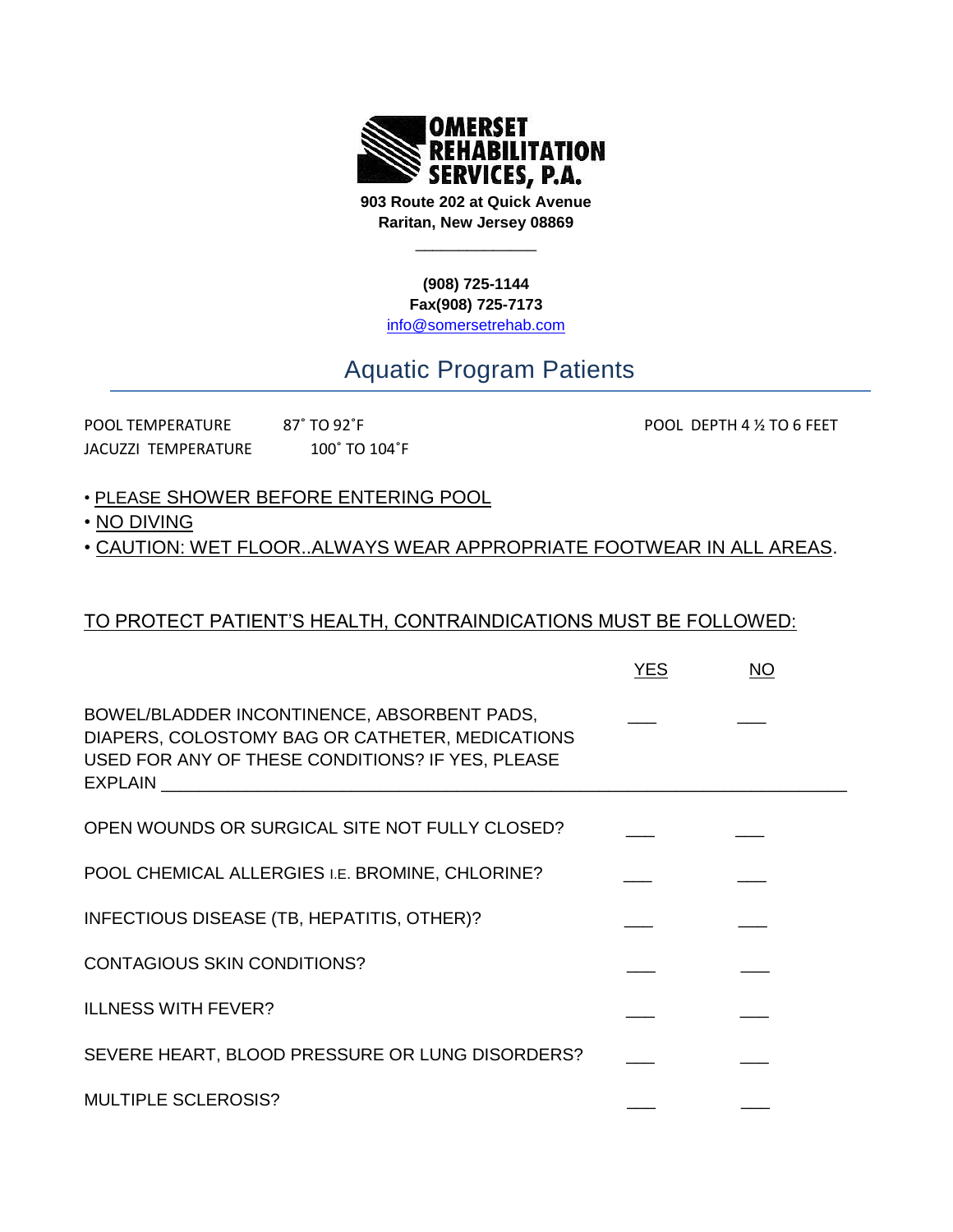**OMERSET REHABILITATION SERVICES, P.A.**

**903 Route 202 at Quick Avenue**
**Raritan, New Jersey 08869**

**(908) 725-1144**
**Fax(908) 725-7173**
info@somersetrehab.com

# Aquatic Program Patients

POOL TEMPERATURE 87˚ TO 92˚F

JACUZZI TEMPERATURE 100˚ TO 104˚F

POOL DEPTH 4 ½ TO 6 FEET

- PLEASE SHOWER BEFORE ENTERING POOL
- NO DIVING
- CAUTION: WET FLOOR..ALWAYS WEAR APPROPRIATE FOOTWEAR IN ALL AREAS.

TO PROTECT PATIENT'S HEALTH, CONTRAINDICATIONS MUST BE FOLLOWED:

| | YES | NO |
|---|---|---|
| BOWEL/BLADDER INCONTINENCE, ABSORBENT PADS, DIAPERS, COLOSTOMY BAG OR CATHETER, MEDICATIONS USED FOR ANY OF THESE CONDITIONS? IF YES, PLEASE EXPLAIN ___ | ___ | ___ |
| OPEN WOUNDS OR SURGICAL SITE NOT FULLY CLOSED? | ___ | ___ |
| POOL CHEMICAL ALLERGIES I.E. BROMINE, CHLORINE? | ___ | ___ |
| INFECTIOUS DISEASE (TB, HEPATITIS, OTHER)? | ___ | ___ |
| CONTAGIOUS SKIN CONDITIONS? | ___ | ___ |
| ILLNESS WITH FEVER? | ___ | ___ |
| SEVERE HEART, BLOOD PRESSURE OR LUNG DISORDERS? | ___ | ___ |
| MULTIPLE SCLEROSIS? | ___ | ___ |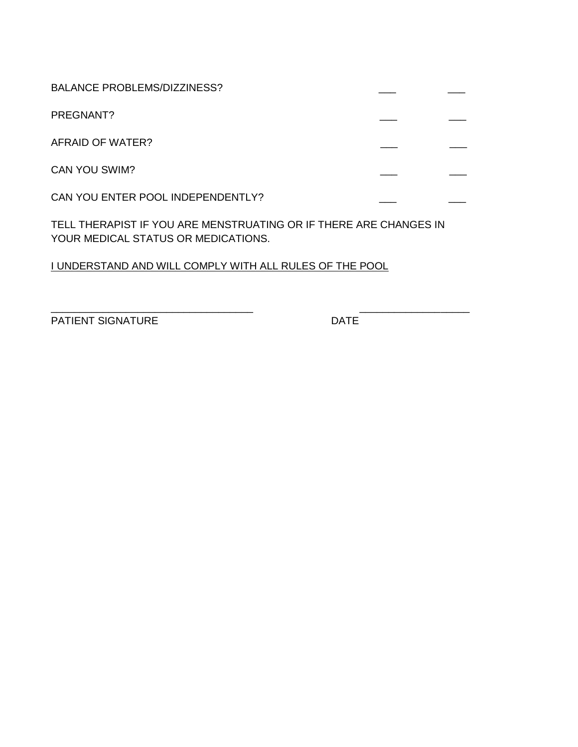| | | |
|---|---|---|
| BALANCE PROBLEMS/DIZZINESS? | ___ | ___ |
| PREGNANT? | ___ | ___ |
| AFRAID OF WATER? | ___ | ___ |
| CAN YOU SWIM? | ___ | ___ |
| CAN YOU ENTER POOL INDEPENDENTLY? | ___ | ___ |

TELL THERAPIST IF YOU ARE MENSTRUATING OR IF THERE ARE CHANGES IN YOUR MEDICAL STATUS OR MEDICATIONS.

<u>I UNDERSTAND AND WILL COMPLY WITH ALL RULES OF THE POOL</u>

___________________________________ ___________________

PATIENT SIGNATURE DATE